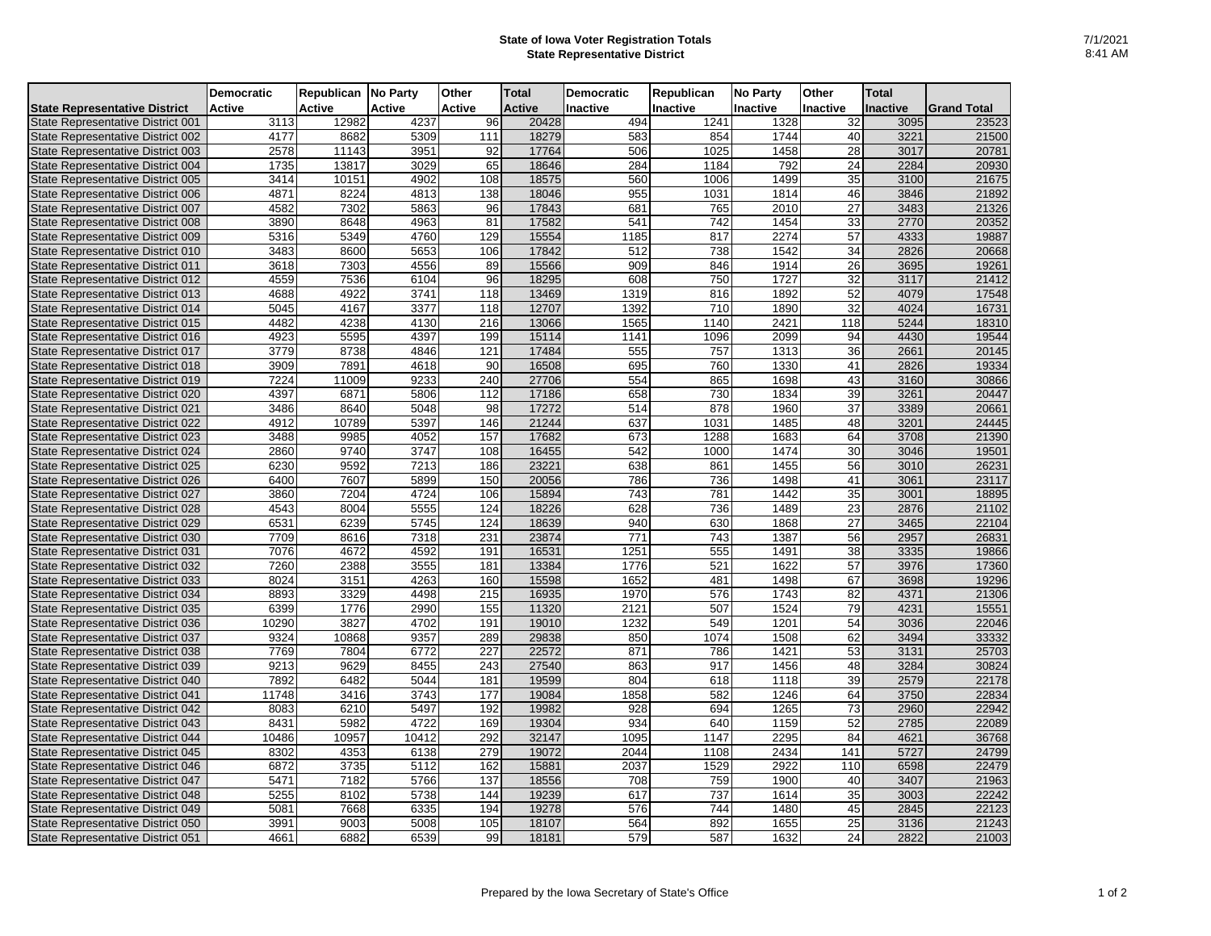# State of Iowa Voter Registration Totals
## State Representative District

7/1/2021
8:41 AM

| State Representative District | Democratic Active | Republican Active | No Party Active | Other Active | Total Active | Democratic Inactive | Republican Inactive | No Party Inactive | Other Inactive | Total Inactive | Grand Total |
|---|---|---|---|---|---|---|---|---|---|---|---|
| State Representative District 001 | 3113 | 12982 | 4237 | 96 | 20428 | 494 | 1241 | 1328 | 32 | 3095 | 23523 |
| State Representative District 002 | 4177 | 8682 | 5309 | 111 | 18279 | 583 | 854 | 1744 | 40 | 3221 | 21500 |
| State Representative District 003 | 2578 | 11143 | 3951 | 92 | 17764 | 506 | 1025 | 1458 | 28 | 3017 | 20781 |
| State Representative District 004 | 1735 | 13817 | 3029 | 65 | 18646 | 284 | 1184 | 792 | 24 | 2284 | 20930 |
| State Representative District 005 | 3414 | 10151 | 4902 | 108 | 18575 | 560 | 1006 | 1499 | 35 | 3100 | 21675 |
| State Representative District 006 | 4871 | 8224 | 4813 | 138 | 18046 | 955 | 1031 | 1814 | 46 | 3846 | 21892 |
| State Representative District 007 | 4582 | 7302 | 5863 | 96 | 17843 | 681 | 765 | 2010 | 27 | 3483 | 21326 |
| State Representative District 008 | 3890 | 8648 | 4963 | 81 | 17582 | 541 | 742 | 1454 | 33 | 2770 | 20352 |
| State Representative District 009 | 5316 | 5349 | 4760 | 129 | 15554 | 1185 | 817 | 2274 | 57 | 4333 | 19887 |
| State Representative District 010 | 3483 | 8600 | 5653 | 106 | 17842 | 512 | 738 | 1542 | 34 | 2826 | 20668 |
| State Representative District 011 | 3618 | 7303 | 4556 | 89 | 15566 | 909 | 846 | 1914 | 26 | 3695 | 19261 |
| State Representative District 012 | 4559 | 7536 | 6104 | 96 | 18295 | 608 | 750 | 1727 | 32 | 3117 | 21412 |
| State Representative District 013 | 4688 | 4922 | 3741 | 118 | 13469 | 1319 | 816 | 1892 | 52 | 4079 | 17548 |
| State Representative District 014 | 5045 | 4167 | 3377 | 118 | 12707 | 1392 | 710 | 1890 | 32 | 4024 | 16731 |
| State Representative District 015 | 4482 | 4238 | 4130 | 216 | 13066 | 1565 | 1140 | 2421 | 118 | 5244 | 18310 |
| State Representative District 016 | 4923 | 5595 | 4397 | 199 | 15114 | 1141 | 1096 | 2099 | 94 | 4430 | 19544 |
| State Representative District 017 | 3779 | 8738 | 4846 | 121 | 17484 | 555 | 757 | 1313 | 36 | 2661 | 20145 |
| State Representative District 018 | 3909 | 7891 | 4618 | 90 | 16508 | 695 | 760 | 1330 | 41 | 2826 | 19334 |
| State Representative District 019 | 7224 | 11009 | 9233 | 240 | 27706 | 554 | 865 | 1698 | 43 | 3160 | 30866 |
| State Representative District 020 | 4397 | 6871 | 5806 | 112 | 17186 | 658 | 730 | 1834 | 39 | 3261 | 20447 |
| State Representative District 021 | 3486 | 8640 | 5048 | 98 | 17272 | 514 | 878 | 1960 | 37 | 3389 | 20661 |
| State Representative District 022 | 4912 | 10789 | 5397 | 146 | 21244 | 637 | 1031 | 1485 | 48 | 3201 | 24445 |
| State Representative District 023 | 3488 | 9985 | 4052 | 157 | 17682 | 673 | 1288 | 1683 | 64 | 3708 | 21390 |
| State Representative District 024 | 2860 | 9740 | 3747 | 108 | 16455 | 542 | 1000 | 1474 | 30 | 3046 | 19501 |
| State Representative District 025 | 6230 | 9592 | 7213 | 186 | 23221 | 638 | 861 | 1455 | 56 | 3010 | 26231 |
| State Representative District 026 | 6400 | 7607 | 5899 | 150 | 20056 | 786 | 736 | 1498 | 41 | 3061 | 23117 |
| State Representative District 027 | 3860 | 7204 | 4724 | 106 | 15894 | 743 | 781 | 1442 | 35 | 3001 | 18895 |
| State Representative District 028 | 4543 | 8004 | 5555 | 124 | 18226 | 628 | 736 | 1489 | 23 | 2876 | 21102 |
| State Representative District 029 | 6531 | 6239 | 5745 | 124 | 18639 | 940 | 630 | 1868 | 27 | 3465 | 22104 |
| State Representative District 030 | 7709 | 8616 | 7318 | 231 | 23874 | 771 | 743 | 1387 | 56 | 2957 | 26831 |
| State Representative District 031 | 7076 | 4672 | 4592 | 191 | 16531 | 1251 | 555 | 1491 | 38 | 3335 | 19866 |
| State Representative District 032 | 7260 | 2388 | 3555 | 181 | 13384 | 1776 | 521 | 1622 | 57 | 3976 | 17360 |
| State Representative District 033 | 8024 | 3151 | 4263 | 160 | 15598 | 1652 | 481 | 1498 | 67 | 3698 | 19296 |
| State Representative District 034 | 8893 | 3329 | 4498 | 215 | 16935 | 1970 | 576 | 1743 | 82 | 4371 | 21306 |
| State Representative District 035 | 6399 | 1776 | 2990 | 155 | 11320 | 2121 | 507 | 1524 | 79 | 4231 | 15551 |
| State Representative District 036 | 10290 | 3827 | 4702 | 191 | 19010 | 1232 | 549 | 1201 | 54 | 3036 | 22046 |
| State Representative District 037 | 9324 | 10868 | 9357 | 289 | 29838 | 850 | 1074 | 1508 | 62 | 3494 | 33332 |
| State Representative District 038 | 7769 | 7804 | 6772 | 227 | 22572 | 871 | 786 | 1421 | 53 | 3131 | 25703 |
| State Representative District 039 | 9213 | 9629 | 8455 | 243 | 27540 | 863 | 917 | 1456 | 48 | 3284 | 30824 |
| State Representative District 040 | 7892 | 6482 | 5044 | 181 | 19599 | 804 | 618 | 1118 | 39 | 2579 | 22178 |
| State Representative District 041 | 11748 | 3416 | 3743 | 177 | 19084 | 1858 | 582 | 1246 | 64 | 3750 | 22834 |
| State Representative District 042 | 8083 | 6210 | 5497 | 192 | 19982 | 928 | 694 | 1265 | 73 | 2960 | 22942 |
| State Representative District 043 | 8431 | 5982 | 4722 | 169 | 19304 | 934 | 640 | 1159 | 52 | 2785 | 22089 |
| State Representative District 044 | 10486 | 10957 | 10412 | 292 | 32147 | 1095 | 1147 | 2295 | 84 | 4621 | 36768 |
| State Representative District 045 | 8302 | 4353 | 6138 | 279 | 19072 | 2044 | 1108 | 2434 | 141 | 5727 | 24799 |
| State Representative District 046 | 6872 | 3735 | 5112 | 162 | 15881 | 2037 | 1529 | 2922 | 110 | 6598 | 22479 |
| State Representative District 047 | 5471 | 7182 | 5766 | 137 | 18556 | 708 | 759 | 1900 | 40 | 3407 | 21963 |
| State Representative District 048 | 5255 | 8102 | 5738 | 144 | 19239 | 617 | 737 | 1614 | 35 | 3003 | 22242 |
| State Representative District 049 | 5081 | 7668 | 6335 | 194 | 19278 | 576 | 744 | 1480 | 45 | 2845 | 22123 |
| State Representative District 050 | 3991 | 9003 | 5008 | 105 | 18107 | 564 | 892 | 1655 | 25 | 3136 | 21243 |
| State Representative District 051 | 4661 | 6882 | 6539 | 99 | 18181 | 579 | 587 | 1632 | 24 | 2822 | 21003 |

Prepared by the Iowa Secretary of State's Office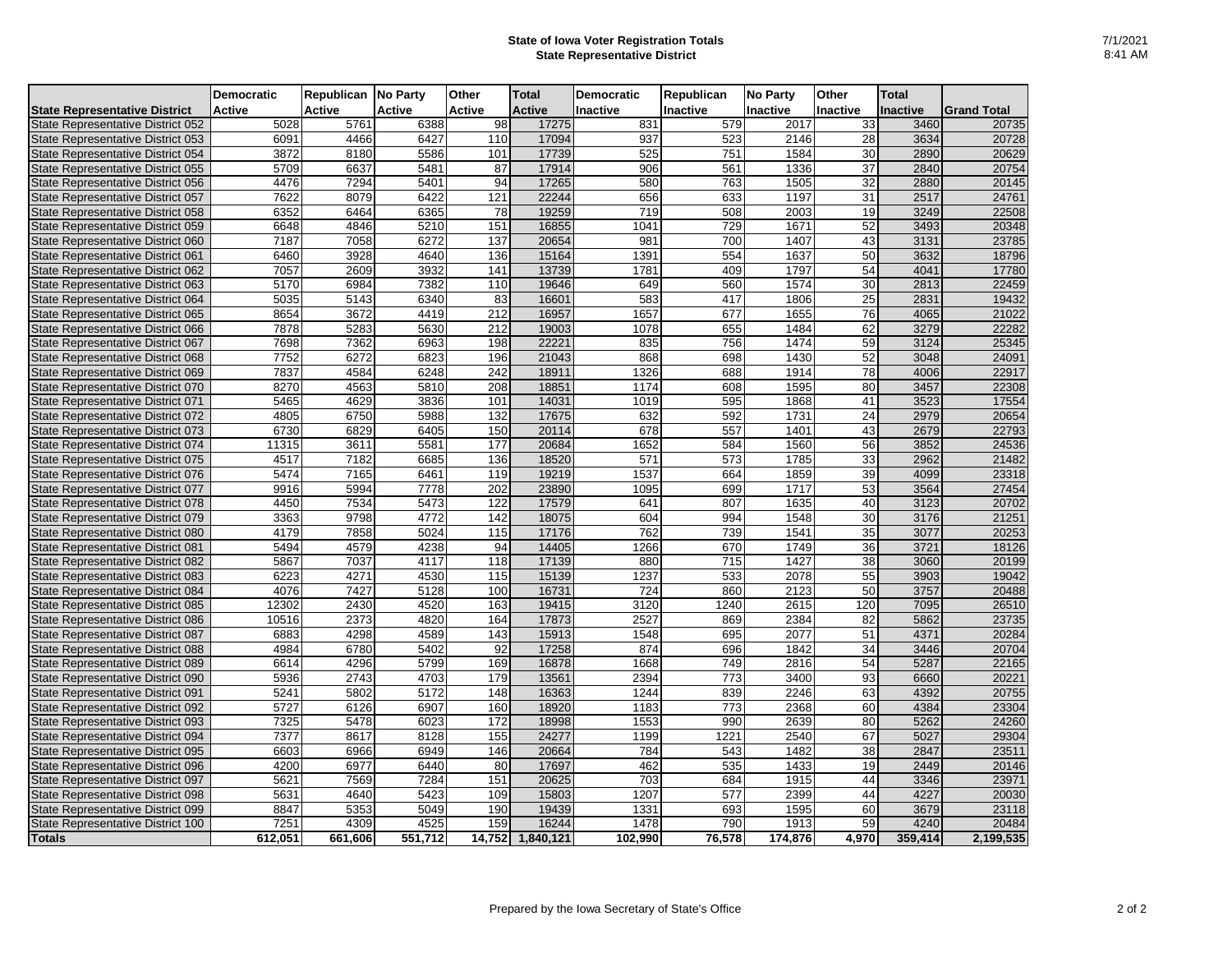# State of Iowa Voter Registration Totals
## State Representative District

7/1/2021
8:41 AM

| State Representative District | Democratic Active | Republican Active | No Party Active | Other Active | Total Active | Democratic Inactive | Republican Inactive | No Party Inactive | Other Inactive | Total Inactive | Grand Total |
|---|---|---|---|---|---|---|---|---|---|---|---|
| State Representative District 052 | 5028 | 5761 | 6388 | 98 | 17275 | 831 | 579 | 2017 | 33 | 3460 | 20735 |
| State Representative District 053 | 6091 | 4466 | 6427 | 110 | 17094 | 937 | 523 | 2146 | 28 | 3634 | 20728 |
| State Representative District 054 | 3872 | 8180 | 5586 | 101 | 17739 | 525 | 751 | 1584 | 30 | 2890 | 20629 |
| State Representative District 055 | 5709 | 6637 | 5481 | 87 | 17914 | 906 | 561 | 1336 | 37 | 2840 | 20754 |
| State Representative District 056 | 4476 | 7294 | 5401 | 94 | 17265 | 580 | 763 | 1505 | 32 | 2880 | 20145 |
| State Representative District 057 | 7622 | 8079 | 6422 | 121 | 22244 | 656 | 633 | 1197 | 31 | 2517 | 24761 |
| State Representative District 058 | 6352 | 6464 | 6365 | 78 | 19259 | 719 | 508 | 2003 | 19 | 3249 | 22508 |
| State Representative District 059 | 6648 | 4846 | 5210 | 151 | 16855 | 1041 | 729 | 1671 | 52 | 3493 | 20348 |
| State Representative District 060 | 7187 | 7058 | 6272 | 137 | 20654 | 981 | 700 | 1407 | 43 | 3131 | 23785 |
| State Representative District 061 | 6460 | 3928 | 4640 | 136 | 15164 | 1391 | 554 | 1637 | 50 | 3632 | 18796 |
| State Representative District 062 | 7057 | 2609 | 3932 | 141 | 13739 | 1781 | 409 | 1797 | 54 | 4041 | 17780 |
| State Representative District 063 | 5170 | 6984 | 7382 | 110 | 19646 | 649 | 560 | 1574 | 30 | 2813 | 22459 |
| State Representative District 064 | 5035 | 5143 | 6340 | 83 | 16601 | 583 | 417 | 1806 | 25 | 2831 | 19432 |
| State Representative District 065 | 8654 | 3672 | 4419 | 212 | 16957 | 1657 | 677 | 1655 | 76 | 4065 | 21022 |
| State Representative District 066 | 7878 | 5283 | 5630 | 212 | 19003 | 1078 | 655 | 1484 | 62 | 3279 | 22282 |
| State Representative District 067 | 7698 | 7362 | 6963 | 198 | 22221 | 835 | 756 | 1474 | 59 | 3124 | 25345 |
| State Representative District 068 | 7752 | 6272 | 6823 | 196 | 21043 | 868 | 698 | 1430 | 52 | 3048 | 24091 |
| State Representative District 069 | 7837 | 4584 | 6248 | 242 | 18911 | 1326 | 688 | 1914 | 78 | 4006 | 22917 |
| State Representative District 070 | 8270 | 4563 | 5810 | 208 | 18851 | 1174 | 608 | 1595 | 80 | 3457 | 22308 |
| State Representative District 071 | 5465 | 4629 | 3836 | 101 | 14031 | 1019 | 595 | 1868 | 41 | 3523 | 17554 |
| State Representative District 072 | 4805 | 6750 | 5988 | 132 | 17675 | 632 | 592 | 1731 | 24 | 2979 | 20654 |
| State Representative District 073 | 6730 | 6829 | 6405 | 150 | 20114 | 678 | 557 | 1401 | 43 | 2679 | 22793 |
| State Representative District 074 | 11315 | 3611 | 5581 | 177 | 20684 | 1652 | 584 | 1560 | 56 | 3852 | 24536 |
| State Representative District 075 | 4517 | 7182 | 6685 | 136 | 18520 | 571 | 573 | 1785 | 33 | 2962 | 21482 |
| State Representative District 076 | 5474 | 7165 | 6461 | 119 | 19219 | 1537 | 664 | 1859 | 39 | 4099 | 23318 |
| State Representative District 077 | 9916 | 5994 | 7778 | 202 | 23890 | 1095 | 699 | 1717 | 53 | 3564 | 27454 |
| State Representative District 078 | 4450 | 7534 | 5473 | 122 | 17579 | 641 | 807 | 1635 | 40 | 3123 | 20702 |
| State Representative District 079 | 3363 | 9798 | 4772 | 142 | 18075 | 604 | 994 | 1548 | 30 | 3176 | 21251 |
| State Representative District 080 | 4179 | 7858 | 5024 | 115 | 17176 | 762 | 739 | 1541 | 35 | 3077 | 20253 |
| State Representative District 081 | 5494 | 4579 | 4238 | 94 | 14405 | 1266 | 670 | 1749 | 36 | 3721 | 18126 |
| State Representative District 082 | 5867 | 7037 | 4117 | 118 | 17139 | 880 | 715 | 1427 | 38 | 3060 | 20199 |
| State Representative District 083 | 6223 | 4271 | 4530 | 115 | 15139 | 1237 | 533 | 2078 | 55 | 3903 | 19042 |
| State Representative District 084 | 4076 | 7427 | 5128 | 100 | 16731 | 724 | 860 | 2123 | 50 | 3757 | 20488 |
| State Representative District 085 | 12302 | 2430 | 4520 | 163 | 19415 | 3120 | 1240 | 2615 | 120 | 7095 | 26510 |
| State Representative District 086 | 10516 | 2373 | 4820 | 164 | 17873 | 2527 | 869 | 2384 | 82 | 5862 | 23735 |
| State Representative District 087 | 6883 | 4298 | 4589 | 143 | 15913 | 1548 | 695 | 2077 | 51 | 4371 | 20284 |
| State Representative District 088 | 4984 | 6780 | 5402 | 92 | 17258 | 874 | 696 | 1842 | 34 | 3446 | 20704 |
| State Representative District 089 | 6614 | 4296 | 5799 | 169 | 16878 | 1668 | 749 | 2816 | 54 | 5287 | 22165 |
| State Representative District 090 | 5936 | 2743 | 4703 | 179 | 13561 | 2394 | 773 | 3400 | 93 | 6660 | 20221 |
| State Representative District 091 | 5241 | 5802 | 5172 | 148 | 16363 | 1244 | 839 | 2246 | 63 | 4392 | 20755 |
| State Representative District 092 | 5727 | 6126 | 6907 | 160 | 18920 | 1183 | 773 | 2368 | 60 | 4384 | 23304 |
| State Representative District 093 | 7325 | 5478 | 6023 | 172 | 18998 | 1553 | 990 | 2639 | 80 | 5262 | 24260 |
| State Representative District 094 | 7377 | 8617 | 8128 | 155 | 24277 | 1199 | 1221 | 2540 | 67 | 5027 | 29304 |
| State Representative District 095 | 6603 | 6966 | 6949 | 146 | 20664 | 784 | 543 | 1482 | 38 | 2847 | 23511 |
| State Representative District 096 | 4200 | 6977 | 6440 | 80 | 17697 | 462 | 535 | 1433 | 19 | 2449 | 20146 |
| State Representative District 097 | 5621 | 7569 | 7284 | 151 | 20625 | 703 | 684 | 1915 | 44 | 3346 | 23971 |
| State Representative District 098 | 5631 | 4640 | 5423 | 109 | 15803 | 1207 | 577 | 2399 | 44 | 4227 | 20030 |
| State Representative District 099 | 8847 | 5353 | 5049 | 190 | 19439 | 1331 | 693 | 1595 | 60 | 3679 | 23118 |
| State Representative District 100 | 7251 | 4309 | 4525 | 159 | 16244 | 1478 | 790 | 1913 | 59 | 4240 | 20484 |
| **Totals** | **612,051** | **661,606** | **551,712** | **14,752** | **1,840,121** | **102,990** | **76,578** | **174,876** | **4,970** | **359,414** | **2,199,535** |

Prepared by the Iowa Secretary of State's Office